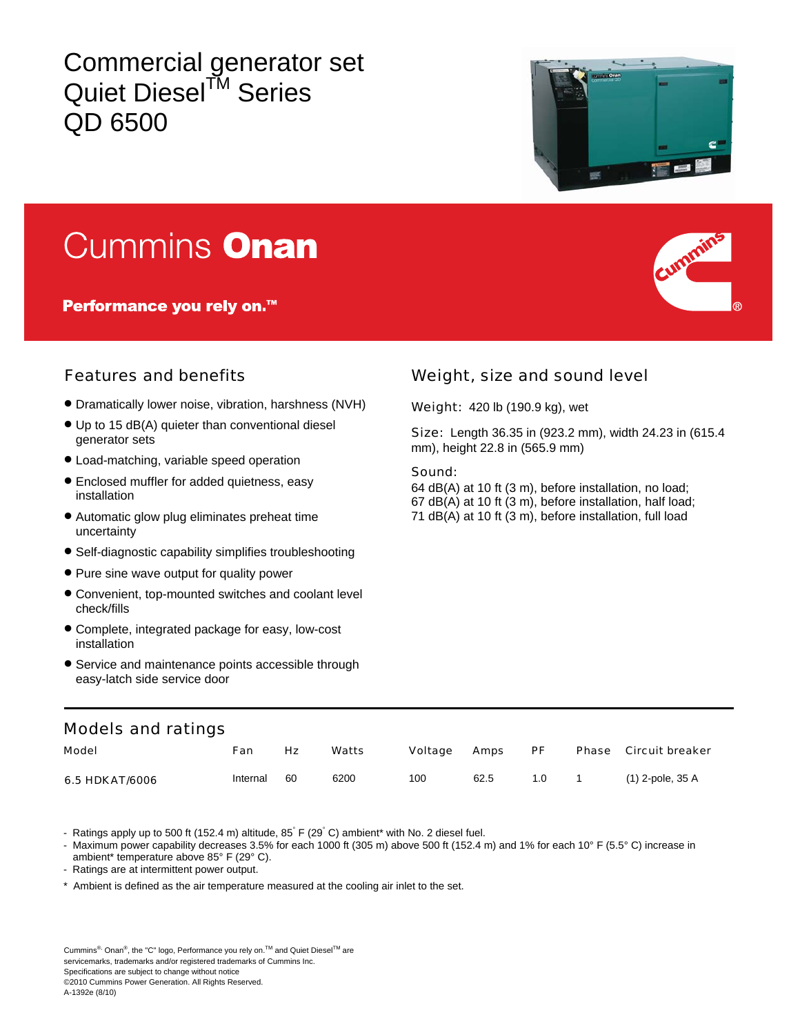# Commercial generator set Quiet Diesel™ Series QD 6500

## Cummins **Onan**

**Performance you rely on.™**

## Features and benefits

- Dramatically lower noise, vibration, harshness (NVH)
- Up to 15 dB(A) quieter than conventional diesel generator sets
- Load-matching, variable speed operation
- Enclosed muffler for added quietness, easy installation
- Automatic glow plug eliminates preheat time uncertainty
- Self-diagnostic capability simplifies troubleshooting
- Pure sine wave output for quality power
- Convenient, top-mounted switches and coolant level check/fills
- Complete, integrated package for easy, low-cost installation
- Service and maintenance points accessible through easy-latch side service door

## Weight, size and sound level

Weight: 420 lb (190.9 kg), wet

Size: Length 36.35 in (923.2 mm), width 24.23 in (615.4 mm), height 22.8 in (565.9 mm)

Sound:
64 dB(A) at 10 ft (3 m), before installation, no load;
67 dB(A) at 10 ft (3 m), before installation, half load;
71 dB(A) at 10 ft (3 m), before installation, full load

## Models and ratings

| Model | Fan | Hz | Watts | Voltage | Amps | PF | Phase | Circuit breaker |
|---|---|---|---|---|---|---|---|---|
| 6.5 HDKAT/6006 | Internal | 60 | 6200 | 100 | 62.5 | 1.0 | 1 | (1) 2-pole, 35 A |

- Ratings apply up to 500 ft (152.4 m) altitude, 85° F (29° C) ambient* with No. 2 diesel fuel.
- Maximum power capability decreases 3.5% for each 1000 ft (305 m) above 500 ft (152.4 m) and 1% for each 10° F (5.5° C) increase in ambient* temperature above 85° F (29° C).
- Ratings are at intermittent power output.

\* Ambient is defined as the air temperature measured at the cooling air inlet to the set.

Cummins®, Onan®, the "C" logo, Performance you rely on.™ and Quiet Diesel™ are servicemarks, trademarks and/or registered trademarks of Cummins Inc.
Specifications are subject to change without notice
©2010 Cummins Power Generation. All Rights Reserved.
A-1392e (8/10)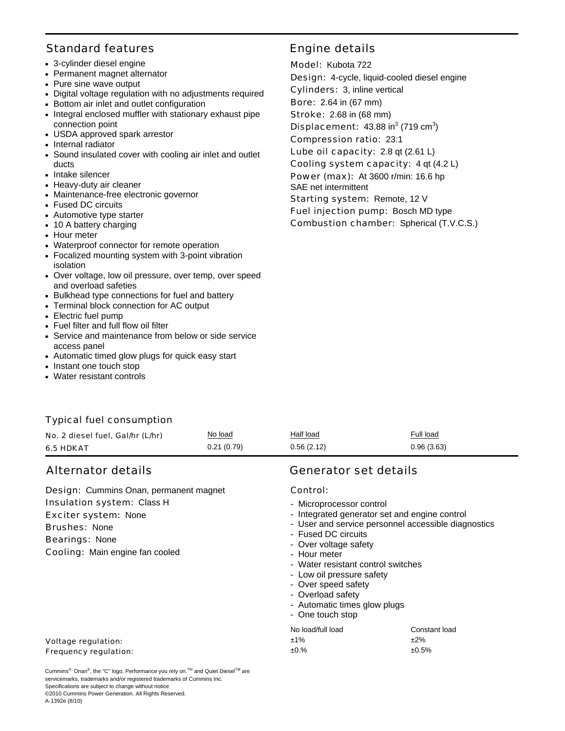## Standard features

- 3-cylinder diesel engine
- Permanent magnet alternator
- Pure sine wave output
- Digital voltage regulation with no adjustments required
- Bottom air inlet and outlet configuration
- Integral enclosed muffler with stationary exhaust pipe connection point
- USDA approved spark arrestor
- Internal radiator
- Sound insulated cover with cooling air inlet and outlet ducts
- Intake silencer
- Heavy-duty air cleaner
- Maintenance-free electronic governor
- Fused DC circuits
- Automotive type starter
- 10 A battery charging
- Hour meter
- Waterproof connector for remote operation
- Focalized mounting system with 3-point vibration isolation
- Over voltage, low oil pressure, over temp, over speed and overload safeties
- Bulkhead type connections for fuel and battery
- Terminal block connection for AC output
- Electric fuel pump
- Fuel filter and full flow oil filter
- Service and maintenance from below or side service access panel
- Automatic timed glow plugs for quick easy start
- Instant one touch stop
- Water resistant controls

## Engine details

**Model:** Kubota 722
**Design:** 4-cycle, liquid-cooled diesel engine
**Cylinders:** 3, inline vertical
**Bore:** 2.64 in (67 mm)
**Stroke:** 2.68 in (68 mm)
**Displacement:** 43.88 in$^3$ (719 cm$^3$)
**Compression ratio:** 23:1
**Lube oil capacity:** 2.8 qt (2.61 L)
**Cooling system capacity:** 4 qt (4.2 L)
**Power (max):** At 3600 r/min: 16.6 hp SAE net intermittent
**Starting system:** Remote, 12 V
**Fuel injection pump:** Bosch MD type
**Combustion chamber:** Spherical (T.V.C.S.)

### Typical fuel consumption

| No. 2 diesel fuel, Gal/hr (L/hr) | No load | Half load | Full load |
|---|---|---|---|
| 6.5 HDKAT | 0.21 (0.79) | 0.56 (2.12) | 0.96 (3.63) |

## Alternator details

**Design:** Cummins Onan, permanent magnet
**Insulation system:** Class H
**Exciter system:** None
**Brushes:** None
**Bearings:** None
**Cooling:** Main engine fan cooled

## Generator set details

**Control:**

- Microprocessor control
- Integrated generator set and engine control
- User and service personnel accessible diagnostics
- Fused DC circuits
- Over voltage safety
- Hour meter
- Water resistant control switches
- Low oil pressure safety
- Over speed safety
- Overload safety
- Automatic times glow plugs
- One touch stop

| | No load/full load | Constant load |
|---|---|---|
| Voltage regulation: | ±1% | ±2% |
| Frequency regulation: | ±0.% | ±0.5% |

Cummins®, Onan®, the "C" logo, Performance you rely on.™ and Quiet Diesel™ are servicemarks, trademarks and/or registered trademarks of Cummins Inc.
Specifications are subject to change without notice
©2010 Cummins Power Generation. All Rights Reserved.
A-1392e (8/10)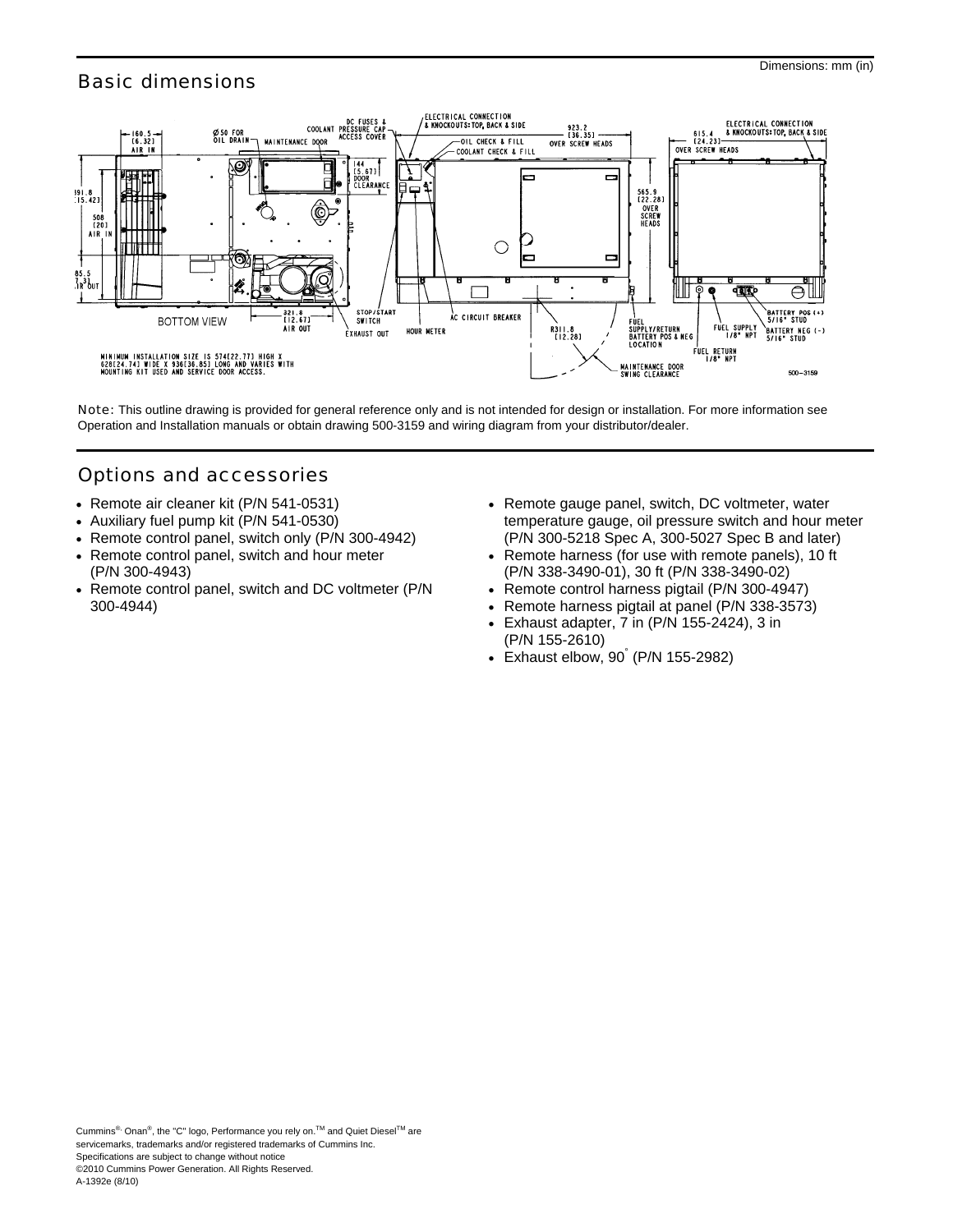## Basic dimensions

Dimensions: mm (in)

Note: This outline drawing is provided for general reference only and is not intended for design or installation. For more information see Operation and Installation manuals or obtain drawing 500-3159 and wiring diagram from your distributor/dealer.

## Options and accessories

- Remote air cleaner kit (P/N 541-0531)
- Auxiliary fuel pump kit (P/N 541-0530)
- Remote control panel, switch only (P/N 300-4942)
- Remote control panel, switch and hour meter (P/N 300-4943)
- Remote control panel, switch and DC voltmeter (P/N 300-4944)
- Remote gauge panel, switch, DC voltmeter, water temperature gauge, oil pressure switch and hour meter (P/N 300-5218 Spec A, 300-5027 Spec B and later)
- Remote harness (for use with remote panels), 10 ft (P/N 338-3490-01), 30 ft (P/N 338-3490-02)
- Remote control harness pigtail (P/N 300-4947)
- Remote harness pigtail at panel (P/N 338-3573)
- Exhaust adapter, 7 in (P/N 155-2424), 3 in (P/N 155-2610)
- Exhaust elbow, 90° (P/N 155-2982)

Cummins®, Onan®, the "C" logo, Performance you rely on.™ and Quiet Diesel™ are servicemarks, trademarks and/or registered trademarks of Cummins Inc.
Specifications are subject to change without notice
©2010 Cummins Power Generation. All Rights Reserved.
A-1392e (8/10)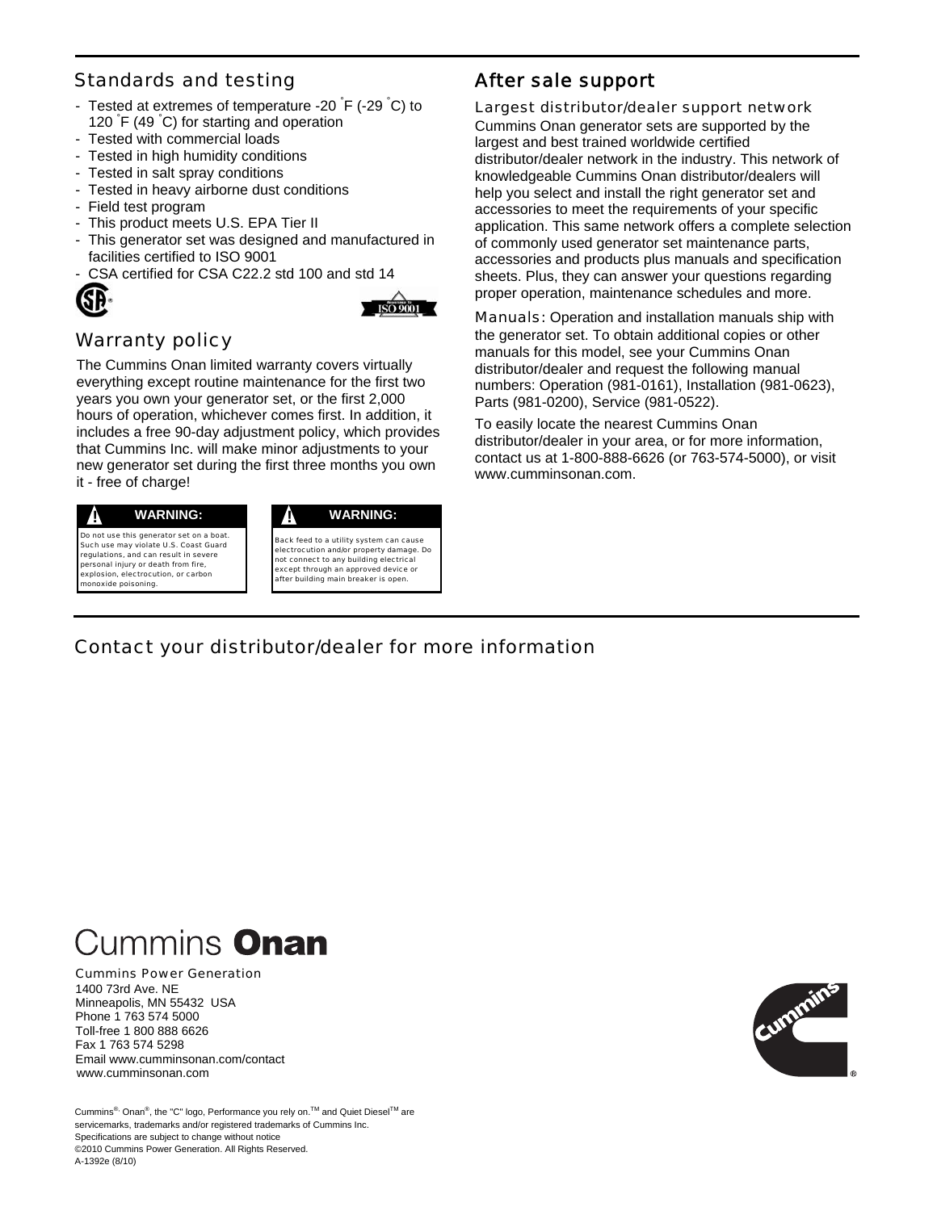## Standards and testing

- Tested at extremes of temperature -20 °F (-29 °C) to 120 °F (49 °C) for starting and operation
- Tested with commercial loads
- Tested in high humidity conditions
- Tested in salt spray conditions
- Tested in heavy airborne dust conditions
- Field test program
- This product meets U.S. EPA Tier II
- This generator set was designed and manufactured in facilities certified to ISO 9001
- CSA certified for CSA C22.2 std 100 and std 14

## Warranty policy

The Cummins Onan limited warranty covers virtually everything except routine maintenance for the first two years you own your generator set, or the first 2,000 hours of operation, whichever comes first. In addition, it includes a free 90-day adjustment policy, which provides that Cummins Inc. will make minor adjustments to your new generator set during the first three months you own it - free of charge!

**WARNING:**

Do not use this generator set on a boat. Such use may violate U.S. Coast Guard regulations, and can result in severe personal injury or death from fire, explosion, electrocution, or carbon monoxide poisoning.

**WARNING:**

Back feed to a utility system can cause electrocution and/or property damage. Do not connect to any building electrical except through an approved device or after building main breaker is open.

## After sale support

### Largest distributor/dealer support network

Cummins Onan generator sets are supported by the largest and best trained worldwide certified distributor/dealer network in the industry. This network of knowledgeable Cummins Onan distributor/dealers will help you select and install the right generator set and accessories to meet the requirements of your specific application. This same network offers a complete selection of commonly used generator set maintenance parts, accessories and products plus manuals and specification sheets. Plus, they can answer your questions regarding proper operation, maintenance schedules and more.

Manuals: Operation and installation manuals ship with the generator set. To obtain additional copies or other manuals for this model, see your Cummins Onan distributor/dealer and request the following manual numbers: Operation (981-0161), Installation (981-0623), Parts (981-0200), Service (981-0522).

To easily locate the nearest Cummins Onan distributor/dealer in your area, or for more information, contact us at 1-800-888-6626 (or 763-574-5000), or visit www.cumminsonan.com.

## Contact your distributor/dealer for more information

Cummins Onan

Cummins Power Generation
1400 73rd Ave. NE
Minneapolis, MN 55432 USA
Phone 1 763 574 5000
Toll-free 1 800 888 6626
Fax 1 763 574 5298
Email www.cumminsonan.com/contact
www.cumminsonan.com

Cummins®, Onan®, the "C" logo, Performance you rely on.™ and Quiet Diesel™ are servicemarks, trademarks and/or registered trademarks of Cummins Inc.
Specifications are subject to change without notice
©2010 Cummins Power Generation. All Rights Reserved.
A-1392e (8/10)